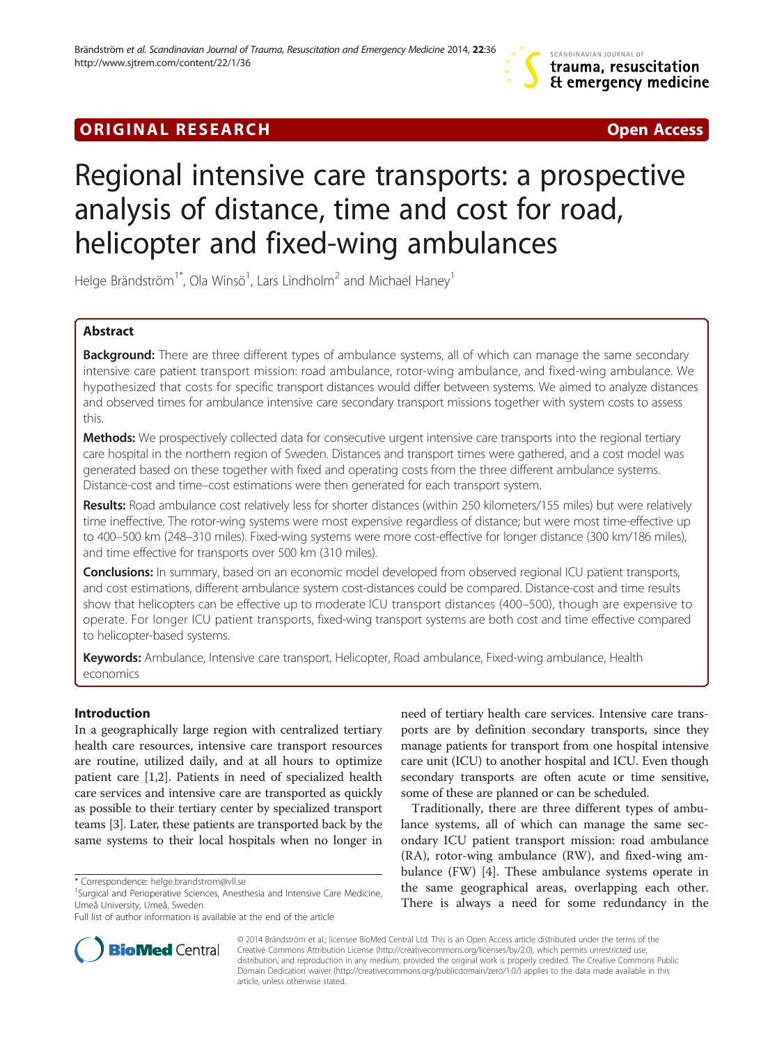ORIGINAL RESEARCH **Open Access**

# Regional intensive care transports: a prospective analysis of distance, time and cost for road, helicopter and fixed-wing ambulances

Helge Brändström[1*], Ola Winsö[1], Lars Lindholm[2] and Michael Haney[1]

## Abstract

**Background:** There are three different types of ambulance systems, all of which can manage the same secondary intensive care patient transport mission: road ambulance, rotor-wing ambulance, and fixed-wing ambulance. We hypothesized that costs for specific transport distances would differ between systems. We aimed to analyze distances and observed times for ambulance intensive care secondary transport missions together with system costs to assess this.

**Methods:** We prospectively collected data for consecutive urgent intensive care transports into the regional tertiary care hospital in the northern region of Sweden. Distances and transport times were gathered, and a cost model was generated based on these together with fixed and operating costs from the three different ambulance systems. Distance-cost and time–cost estimations were then generated for each transport system.

**Results:** Road ambulance cost relatively less for shorter distances (within 250 kilometers/155 miles) but were relatively time ineffective. The rotor-wing systems were most expensive regardless of distance; but were most time-effective up to 400–500 km (248–310 miles). Fixed-wing systems were more cost-effective for longer distance (300 km/186 miles), and time effective for transports over 500 km (310 miles).

**Conclusions:** In summary, based on an economic model developed from observed regional ICU patient transports, and cost estimations, different ambulance system cost-distances could be compared. Distance-cost and time results show that helicopters can be effective up to moderate ICU transport distances (400–500), though are expensive to operate. For longer ICU patient transports, fixed-wing transport systems are both cost and time effective compared to helicopter-based systems.

**Keywords:** Ambulance, Intensive care transport, Helicopter, Road ambulance, Fixed-wing ambulance, Health economics

## Introduction

In a geographically large region with centralized tertiary health care resources, intensive care transport resources are routine, utilized daily, and at all hours to optimize patient care [1,2]. Patients in need of specialized health care services and intensive care are transported as quickly as possible to their tertiary center by specialized transport teams [3]. Later, these patients are transported back by the same systems to their local hospitals when no longer in need of tertiary health care services. Intensive care transports are by definition secondary transports, since they manage patients for transport from one hospital intensive care unit (ICU) to another hospital and ICU. Even though secondary transports are often acute or time sensitive, some of these are planned or can be scheduled.

Traditionally, there are three different types of ambulance systems, all of which can manage the same secondary ICU patient transport mission: road ambulance (RA), rotor-wing ambulance (RW), and fixed-wing ambulance (FW) [4]. These ambulance systems operate in the same geographical areas, overlapping each other. There is always a need for some redundancy in the

\* Correspondence: helge.brandstrom@vll.se
[1]Surgical and Perioperative Sciences, Anesthesia and Intensive Care Medicine, Umeå University, Umeå, Sweden
Full list of author information is available at the end of the article

© 2014 Brändström et al.; licensee BioMed Central Ltd. This is an Open Access article distributed under the terms of the Creative Commons Attribution License (http://creativecommons.org/licenses/by/2.0), which permits unrestricted use, distribution, and reproduction in any medium, provided the original work is properly credited. The Creative Commons Public Domain Dedication waiver (http://creativecommons.org/publicdomain/zero/1.0/) applies to the data made available in this article, unless otherwise stated.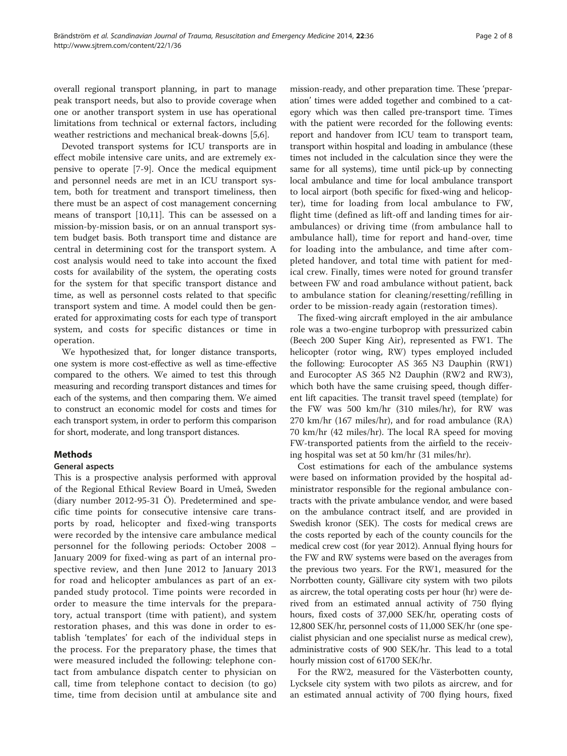overall regional transport planning, in part to manage peak transport needs, but also to provide coverage when one or another transport system in use has operational limitations from technical or external factors, including weather restrictions and mechanical break-downs [5,6].

Devoted transport systems for ICU transports are in effect mobile intensive care units, and are extremely expensive to operate [7-9]. Once the medical equipment and personnel needs are met in an ICU transport system, both for treatment and transport timeliness, then there must be an aspect of cost management concerning means of transport [10,11]. This can be assessed on a mission-by-mission basis, or on an annual transport system budget basis. Both transport time and distance are central in determining cost for the transport system. A cost analysis would need to take into account the fixed costs for availability of the system, the operating costs for the system for that specific transport distance and time, as well as personnel costs related to that specific transport system and time. A model could then be generated for approximating costs for each type of transport system, and costs for specific distances or time in operation.

We hypothesized that, for longer distance transports, one system is more cost-effective as well as time-effective compared to the others. We aimed to test this through measuring and recording transport distances and times for each of the systems, and then comparing them. We aimed to construct an economic model for costs and times for each transport system, in order to perform this comparison for short, moderate, and long transport distances.

## Methods

### General aspects

This is a prospective analysis performed with approval of the Regional Ethical Review Board in Umeå, Sweden (diary number 2012-95-31 Ö). Predetermined and specific time points for consecutive intensive care transports by road, helicopter and fixed-wing transports were recorded by the intensive care ambulance medical personnel for the following periods: October 2008 – January 2009 for fixed-wing as part of an internal prospective review, and then June 2012 to January 2013 for road and helicopter ambulances as part of an expanded study protocol. Time points were recorded in order to measure the time intervals for the preparatory, actual transport (time with patient), and system restoration phases, and this was done in order to establish 'templates' for each of the individual steps in the process. For the preparatory phase, the times that were measured included the following: telephone contact from ambulance dispatch center to physician on call, time from telephone contact to decision (to go) time, time from decision until at ambulance site and mission-ready, and other preparation time. These 'preparation' times were added together and combined to a category which was then called pre-transport time. Times with the patient were recorded for the following events: report and handover from ICU team to transport team, transport within hospital and loading in ambulance (these times not included in the calculation since they were the same for all systems), time until pick-up by connecting local ambulance and time for local ambulance transport to local airport (both specific for fixed-wing and helicopter), time for loading from local ambulance to FW, flight time (defined as lift-off and landing times for air-ambulances) or driving time (from ambulance hall to ambulance hall), time for report and hand-over, time for loading into the ambulance, and time after completed handover, and total time with patient for medical crew. Finally, times were noted for ground transfer between FW and road ambulance without patient, back to ambulance station for cleaning/resetting/refilling in order to be mission-ready again (restoration times).

The fixed-wing aircraft employed in the air ambulance role was a two-engine turboprop with pressurized cabin (Beech 200 Super King Air), represented as FW1. The helicopter (rotor wing, RW) types employed included the following: Eurocopter AS 365 N3 Dauphin (RW1) and Eurocopter AS 365 N2 Dauphin (RW2 and RW3), which both have the same cruising speed, though different lift capacities. The transit travel speed (template) for the FW was 500 km/hr (310 miles/hr), for RW was 270 km/hr (167 miles/hr), and for road ambulance (RA) 70 km/hr (42 miles/hr). The local RA speed for moving FW-transported patients from the airfield to the receiving hospital was set at 50 km/hr (31 miles/hr).

Cost estimations for each of the ambulance systems were based on information provided by the hospital administrator responsible for the regional ambulance contracts with the private ambulance vendor, and were based on the ambulance contract itself, and are provided in Swedish kronor (SEK). The costs for medical crews are the costs reported by each of the county councils for the medical crew cost (for year 2012). Annual flying hours for the FW and RW systems were based on the averages from the previous two years. For the RW1, measured for the Norrbotten county, Gällivare city system with two pilots as aircrew, the total operating costs per hour (hr) were derived from an estimated annual activity of 750 flying hours, fixed costs of 37,000 SEK/hr, operating costs of 12,800 SEK/hr, personnel costs of 11,000 SEK/hr (one specialist physician and one specialist nurse as medical crew), administrative costs of 900 SEK/hr. This lead to a total hourly mission cost of 61700 SEK/hr.

For the RW2, measured for the Västerbotten county, Lycksele city system with two pilots as aircrew, and for an estimated annual activity of 700 flying hours, fixed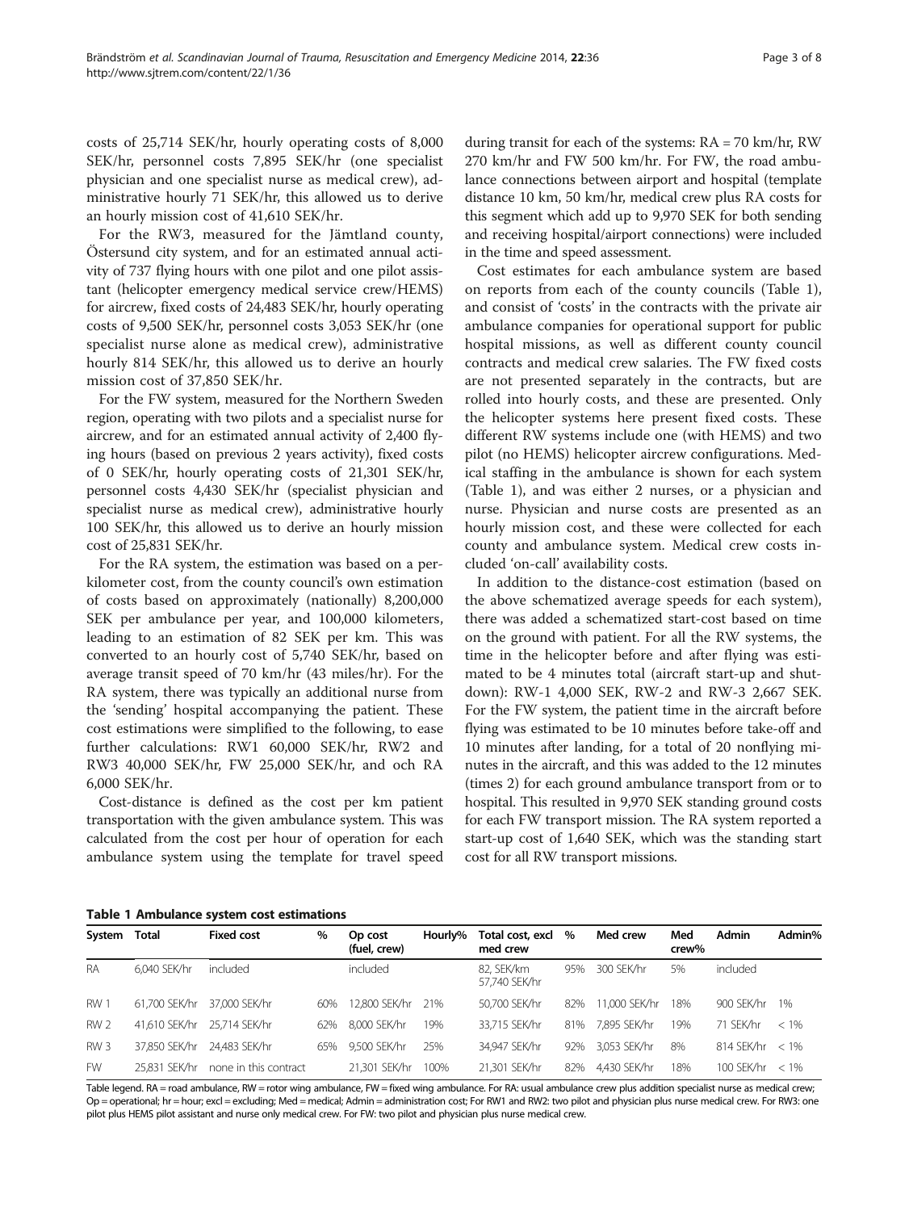costs of 25,714 SEK/hr, hourly operating costs of 8,000 SEK/hr, personnel costs 7,895 SEK/hr (one specialist physician and one specialist nurse as medical crew), administrative hourly 71 SEK/hr, this allowed us to derive an hourly mission cost of 41,610 SEK/hr.

For the RW3, measured for the Jämtland county, Östersund city system, and for an estimated annual activity of 737 flying hours with one pilot and one pilot assistant (helicopter emergency medical service crew/HEMS) for aircrew, fixed costs of 24,483 SEK/hr, hourly operating costs of 9,500 SEK/hr, personnel costs 3,053 SEK/hr (one specialist nurse alone as medical crew), administrative hourly 814 SEK/hr, this allowed us to derive an hourly mission cost of 37,850 SEK/hr.

For the FW system, measured for the Northern Sweden region, operating with two pilots and a specialist nurse for aircrew, and for an estimated annual activity of 2,400 flying hours (based on previous 2 years activity), fixed costs of 0 SEK/hr, hourly operating costs of 21,301 SEK/hr, personnel costs 4,430 SEK/hr (specialist physician and specialist nurse as medical crew), administrative hourly 100 SEK/hr, this allowed us to derive an hourly mission cost of 25,831 SEK/hr.

For the RA system, the estimation was based on a per-kilometer cost, from the county council's own estimation of costs based on approximately (nationally) 8,200,000 SEK per ambulance per year, and 100,000 kilometers, leading to an estimation of 82 SEK per km. This was converted to an hourly cost of 5,740 SEK/hr, based on average transit speed of 70 km/hr (43 miles/hr). For the RA system, there was typically an additional nurse from the 'sending' hospital accompanying the patient. These cost estimations were simplified to the following, to ease further calculations: RW1 60,000 SEK/hr, RW2 and RW3 40,000 SEK/hr, FW 25,000 SEK/hr, and och RA 6,000 SEK/hr.

Cost-distance is defined as the cost per km patient transportation with the given ambulance system. This was calculated from the cost per hour of operation for each ambulance system using the template for travel speed during transit for each of the systems: RA = 70 km/hr, RW 270 km/hr and FW 500 km/hr. For FW, the road ambulance connections between airport and hospital (template distance 10 km, 50 km/hr, medical crew plus RA costs for this segment which add up to 9,970 SEK for both sending and receiving hospital/airport connections) were included in the time and speed assessment.

Cost estimates for each ambulance system are based on reports from each of the county councils (Table 1), and consist of 'costs' in the contracts with the private air ambulance companies for operational support for public hospital missions, as well as different county council contracts and medical crew salaries. The FW fixed costs are not presented separately in the contracts, but are rolled into hourly costs, and these are presented. Only the helicopter systems here present fixed costs. These different RW systems include one (with HEMS) and two pilot (no HEMS) helicopter aircrew configurations. Medical staffing in the ambulance is shown for each system (Table 1), and was either 2 nurses, or a physician and nurse. Physician and nurse costs are presented as an hourly mission cost, and these were collected for each county and ambulance system. Medical crew costs included 'on-call' availability costs.

In addition to the distance-cost estimation (based on the above schematized average speeds for each system), there was added a schematized start-cost based on time on the ground with patient. For all the RW systems, the time in the helicopter before and after flying was estimated to be 4 minutes total (aircraft start-up and shutdown): RW-1 4,000 SEK, RW-2 and RW-3 2,667 SEK. For the FW system, the patient time in the aircraft before flying was estimated to be 10 minutes before take-off and 10 minutes after landing, for a total of 20 nonflying minutes in the aircraft, and this was added to the 12 minutes (times 2) for each ground ambulance transport from or to hospital. This resulted in 9,970 SEK standing ground costs for each FW transport mission. The RA system reported a start-up cost of 1,640 SEK, which was the standing start cost for all RW transport missions.

**Table 1 Ambulance system cost estimations**

| System | Total | Fixed cost | % | Op cost (fuel, crew) | Hourly% | Total cost, excl med crew | % | Med crew | Med crew% | Admin | Admin% |
|---|---|---|---|---|---|---|---|---|---|---|---|
| RA | 6,040 SEK/hr | included | | included | | 82, SEK/km 57,740 SEK/hr | 95% | 300 SEK/hr | 5% | included | |
| RW 1 | 61,700 SEK/hr | 37,000 SEK/hr | 60% | 12,800 SEK/hr | 21% | 50,700 SEK/hr | 82% | 11,000 SEK/hr | 18% | 900 SEK/hr | 1% |
| RW 2 | 41,610 SEK/hr | 25,714 SEK/hr | 62% | 8,000 SEK/hr | 19% | 33,715 SEK/hr | 81% | 7,895 SEK/hr | 19% | 71 SEK/hr | < 1% |
| RW 3 | 37,850 SEK/hr | 24,483 SEK/hr | 65% | 9,500 SEK/hr | 25% | 34,947 SEK/hr | 92% | 3,053 SEK/hr | 8% | 814 SEK/hr | < 1% |
| FW | 25,831 SEK/hr | none in this contract | | 21,301 SEK/hr | 100% | 21,301 SEK/hr | 82% | 4,430 SEK/hr | 18% | 100 SEK/hr | < 1% |

Table legend. RA = road ambulance, RW = rotor wing ambulance, FW = fixed wing ambulance. For RA: usual ambulance crew plus addition specialist nurse as medical crew; Op = operational; hr = hour; excl = excluding; Med = medical; Admin = administration cost; For RW1 and RW2: two pilot and physician plus nurse medical crew. For RW3: one pilot plus HEMS pilot assistant and nurse only medical crew. For FW: two pilot and physician plus nurse medical crew.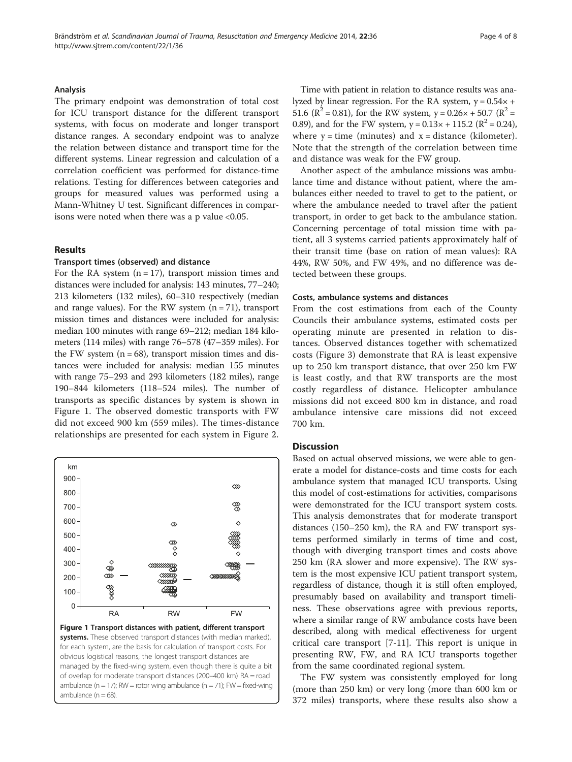### Analysis

The primary endpoint was demonstration of total cost for ICU transport distance for the different transport systems, with focus on moderate and longer transport distance ranges. A secondary endpoint was to analyze the relation between distance and transport time for the different systems. Linear regression and calculation of a correlation coefficient was performed for distance-time relations. Testing for differences between categories and groups for measured values was performed using a Mann-Whitney U test. Significant differences in comparisons were noted when there was a p value $<0.05$.

## Results

### Transport times (observed) and distance

For the RA system ($n = 17$), transport mission times and distances were included for analysis: 143 minutes, 77–240; 213 kilometers (132 miles), 60–310 respectively (median and range values). For the RW system ($n = 71$), transport mission times and distances were included for analysis: median 100 minutes with range 69–212; median 184 kilometers (114 miles) with range 76–578 (47–359 miles). For the FW system ($n = 68$), transport mission times and distances were included for analysis: median 155 minutes with range 75–293 and 293 kilometers (182 miles), range 190–844 kilometers (118–524 miles). The number of transports as specific distances by system is shown in Figure 1. The observed domestic transports with FW did not exceed 900 km (559 miles). The times-distance relationships are presented for each system in Figure 2.

**Figure 1 Transport distances with patient, different transport systems.** These observed transport distances (with median marked), for each system, are the basis for calculation of transport costs. For obvious logistical reasons, the longest transport distances are managed by the fixed-wing system, even though there is quite a bit of overlap for moderate transport distances (200–400 km) RA = road ambulance ($n = 17$); RW = rotor wing ambulance ($n = 71$); FW = fixed-wing ambulance ($n = 68$).

Time with patient in relation to distance results was analyzed by linear regression. For the RA system, $y = 0.54x + 51.6$ ($R^2 = 0.81$), for the RW system, $y = 0.26x + 50.7$ ($R^2 = 0.89$), and for the FW system, $y = 0.13x + 115.2$ ($R^2 = 0.24$), where $y$ = time (minutes) and $x$ = distance (kilometer). Note that the strength of the correlation between time and distance was weak for the FW group.

Another aspect of the ambulance missions was ambulance time and distance without patient, where the ambulances either needed to travel to get to the patient, or where the ambulance needed to travel after the patient transport, in order to get back to the ambulance station. Concerning percentage of total mission time with patient, all 3 systems carried patients approximately half of their transit time (base on ration of mean values): RA 44%, RW 50%, and FW 49%, and no difference was detected between these groups.

### Costs, ambulance systems and distances

From the cost estimations from each of the County Councils their ambulance systems, estimated costs per operating minute are presented in relation to distances. Observed distances together with schematized costs (Figure 3) demonstrate that RA is least expensive up to 250 km transport distance, that over 250 km FW is least costly, and that RW transports are the most costly regardless of distance. Helicopter ambulance missions did not exceed 800 km in distance, and road ambulance intensive care missions did not exceed 700 km.

## Discussion

Based on actual observed missions, we were able to generate a model for distance-costs and time costs for each ambulance system that managed ICU transports. Using this model of cost-estimations for activities, comparisons were demonstrated for the ICU transport system costs. This analysis demonstrates that for moderate transport distances (150–250 km), the RA and FW transport systems performed similarly in terms of time and cost, though with diverging transport times and costs above 250 km (RA slower and more expensive). The RW system is the most expensive ICU patient transport system, regardless of distance, though it is still often employed, presumably based on availability and transport timeliness. These observations agree with previous reports, where a similar range of RW ambulance costs have been described, along with medical effectiveness for urgent critical care transport [7-11]. This report is unique in presenting RW, FW, and RA ICU transports together from the same coordinated regional system.

The FW system was consistently employed for long (more than 250 km) or very long (more than 600 km or 372 miles) transports, where these results also show a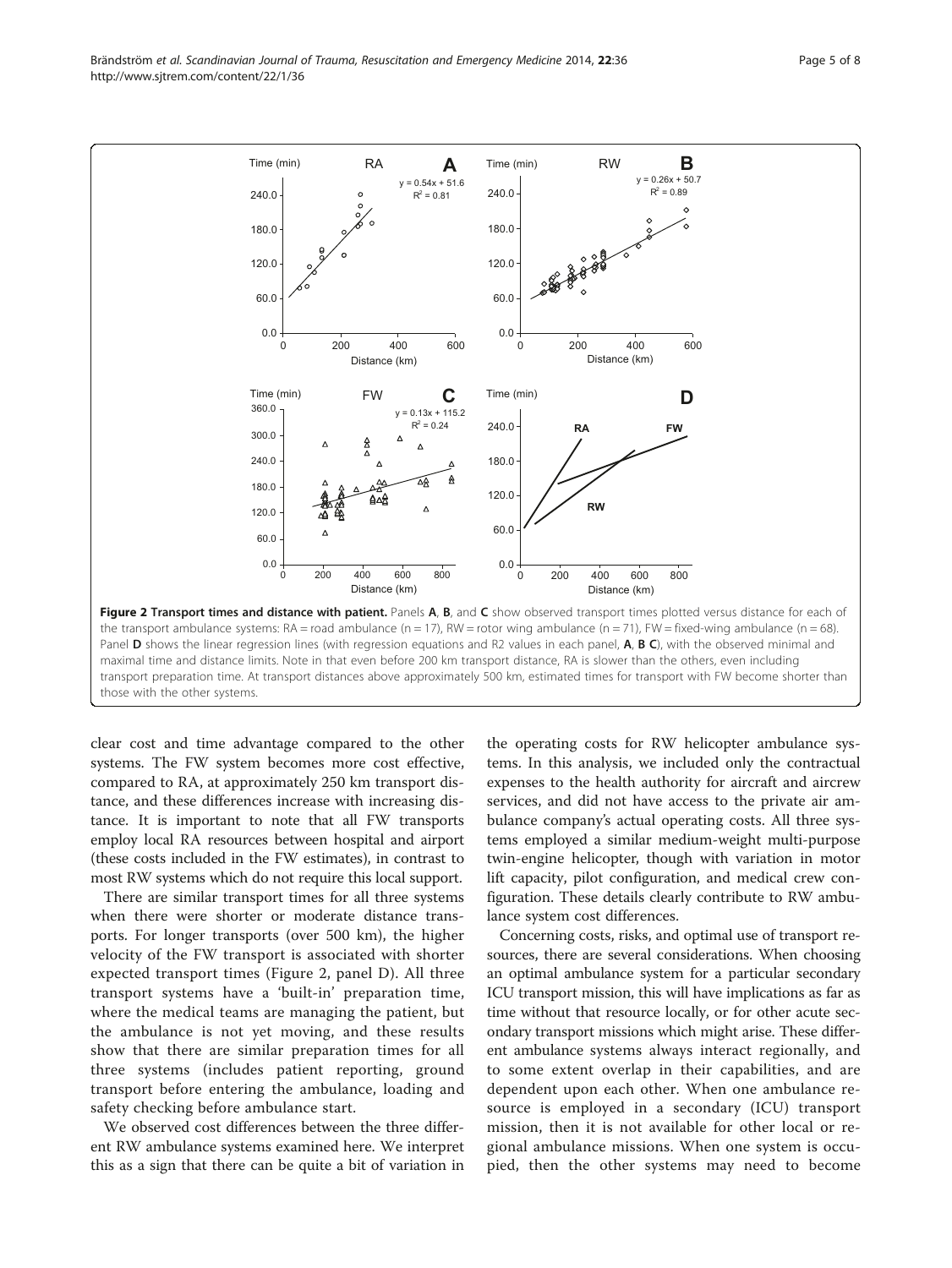**Figure 2 Transport times and distance with patient.** Panels **A**, **B**, and **C** show observed transport times plotted versus distance for each of the transport ambulance systems: RA = road ambulance (n = 17), RW = rotor wing ambulance (n = 71), FW = fixed-wing ambulance (n = 68). Panel **D** shows the linear regression lines (with regression equations and R2 values in each panel, **A**, **B C**), with the observed minimal and maximal time and distance limits. Note in that even before 200 km transport distance, RA is slower than the others, even including transport preparation time. At transport distances above approximately 500 km, estimated times for transport with FW become shorter than those with the other systems.

clear cost and time advantage compared to the other systems. The FW system becomes more cost effective, compared to RA, at approximately 250 km transport distance, and these differences increase with increasing distance. It is important to note that all FW transports employ local RA resources between hospital and airport (these costs included in the FW estimates), in contrast to most RW systems which do not require this local support.

There are similar transport times for all three systems when there were shorter or moderate distance transports. For longer transports (over 500 km), the higher velocity of the FW transport is associated with shorter expected transport times (Figure 2, panel D). All three transport systems have a 'built-in' preparation time, where the medical teams are managing the patient, but the ambulance is not yet moving, and these results show that there are similar preparation times for all three systems (includes patient reporting, ground transport before entering the ambulance, loading and safety checking before ambulance start.

We observed cost differences between the three different RW ambulance systems examined here. We interpret this as a sign that there can be quite a bit of variation in the operating costs for RW helicopter ambulance systems. In this analysis, we included only the contractual expenses to the health authority for aircraft and aircrew services, and did not have access to the private air ambulance company's actual operating costs. All three systems employed a similar medium-weight multi-purpose twin-engine helicopter, though with variation in motor lift capacity, pilot configuration, and medical crew configuration. These details clearly contribute to RW ambulance system cost differences.

Concerning costs, risks, and optimal use of transport resources, there are several considerations. When choosing an optimal ambulance system for a particular secondary ICU transport mission, this will have implications as far as time without that resource locally, or for other acute secondary transport missions which might arise. These different ambulance systems always interact regionally, and to some extent overlap in their capabilities, and are dependent upon each other. When one ambulance resource is employed in a secondary (ICU) transport mission, then it is not available for other local or regional ambulance missions. When one system is occupied, then the other systems may need to become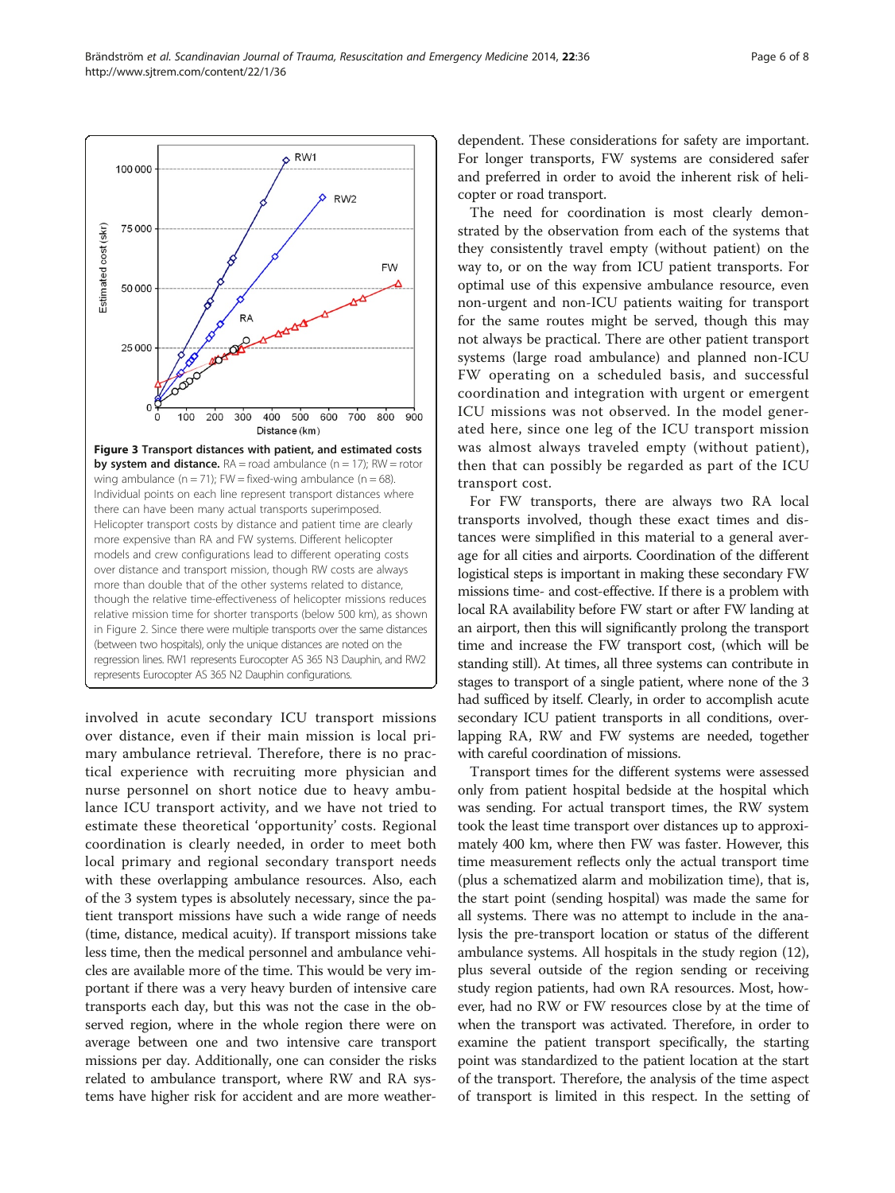RW1

RW2

FW

RA

Estimated cost (skr)

100 000

75 000

50 000

25 000

0

0 100 200 300 400 500 600 700 800 900

Distance (km)

**Figure 3 Transport distances with patient, and estimated costs by system and distance.** RA = road ambulance (n = 17); RW = rotor wing ambulance (n = 71); FW = fixed-wing ambulance (n = 68). Individual points on each line represent transport distances where there can have been many actual transports superimposed. Helicopter transport costs by distance and patient time are clearly more expensive than RA and FW systems. Different helicopter models and crew configurations lead to different operating costs over distance and transport mission, though RW costs are always more than double that of the other systems related to distance, though the relative time-effectiveness of helicopter missions reduces relative mission time for shorter transports (below 500 km), as shown in Figure 2. Since there were multiple transports over the same distances (between two hospitals), only the unique distances are noted on the regression lines. RW1 represents Eurocopter AS 365 N3 Dauphin, and RW2 represents Eurocopter AS 365 N2 Dauphin configurations.

involved in acute secondary ICU transport missions over distance, even if their main mission is local primary ambulance retrieval. Therefore, there is no practical experience with recruiting more physician and nurse personnel on short notice due to heavy ambulance ICU transport activity, and we have not tried to estimate these theoretical 'opportunity' costs. Regional coordination is clearly needed, in order to meet both local primary and regional secondary transport needs with these overlapping ambulance resources. Also, each of the 3 system types is absolutely necessary, since the patient transport missions have such a wide range of needs (time, distance, medical acuity). If transport missions take less time, then the medical personnel and ambulance vehicles are available more of the time. This would be very important if there was a very heavy burden of intensive care transports each day, but this was not the case in the observed region, where in the whole region there were on average between one and two intensive care transport missions per day. Additionally, one can consider the risks related to ambulance transport, where RW and RA systems have higher risk for accident and are more weather-dependent. These considerations for safety are important. For longer transports, FW systems are considered safer and preferred in order to avoid the inherent risk of helicopter or road transport.

The need for coordination is most clearly demonstrated by the observation from each of the systems that they consistently travel empty (without patient) on the way to, or on the way from ICU patient transports. For optimal use of this expensive ambulance resource, even non-urgent and non-ICU patients waiting for transport for the same routes might be served, though this may not always be practical. There are other patient transport systems (large road ambulance) and planned non-ICU FW operating on a scheduled basis, and successful coordination and integration with urgent or emergent ICU missions was not observed. In the model generated here, since one leg of the ICU transport mission was almost always traveled empty (without patient), then that can possibly be regarded as part of the ICU transport cost.

For FW transports, there are always two RA local transports involved, though these exact times and distances were simplified in this material to a general average for all cities and airports. Coordination of the different logistical steps is important in making these secondary FW missions time- and cost-effective. If there is a problem with local RA availability before FW start or after FW landing at an airport, then this will significantly prolong the transport time and increase the FW transport cost, (which will be standing still). At times, all three systems can contribute in stages to transport of a single patient, where none of the 3 had sufficed by itself. Clearly, in order to accomplish acute secondary ICU patient transports in all conditions, overlapping RA, RW and FW systems are needed, together with careful coordination of missions.

Transport times for the different systems were assessed only from patient hospital bedside at the hospital which was sending. For actual transport times, the RW system took the least time transport over distances up to approximately 400 km, where then FW was faster. However, this time measurement reflects only the actual transport time (plus a schematized alarm and mobilization time), that is, the start point (sending hospital) was made the same for all systems. There was no attempt to include in the analysis the pre-transport location or status of the different ambulance systems. All hospitals in the study region (12), plus several outside of the region sending or receiving study region patients, had own RA resources. Most, however, had no RW or FW resources close by at the time of when the transport was activated. Therefore, in order to examine the patient transport specifically, the starting point was standardized to the patient location at the start of the transport. Therefore, the analysis of the time aspect of transport is limited in this respect. In the setting of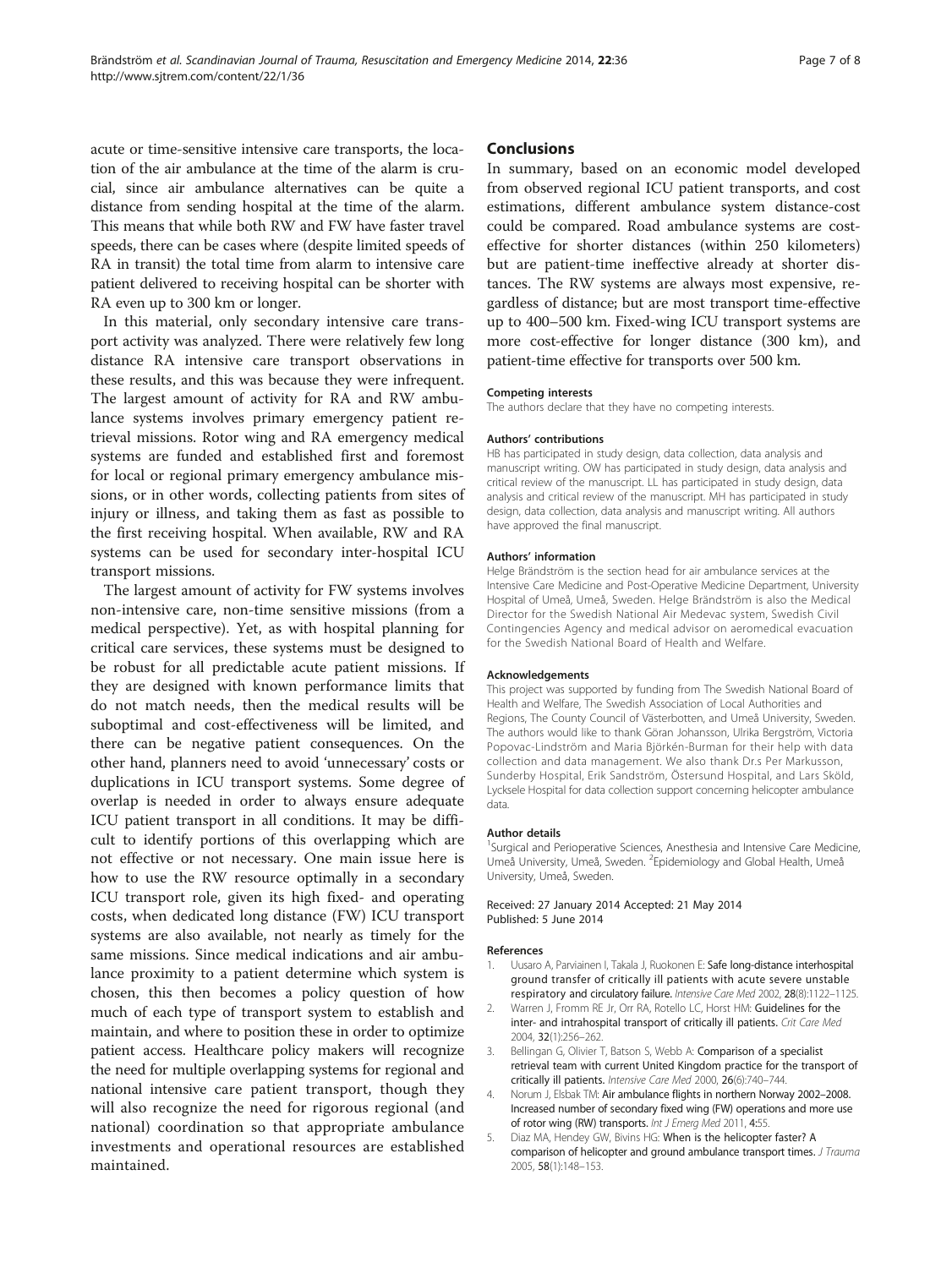acute or time-sensitive intensive care transports, the location of the air ambulance at the time of the alarm is crucial, since air ambulance alternatives can be quite a distance from sending hospital at the time of the alarm. This means that while both RW and FW have faster travel speeds, there can be cases where (despite limited speeds of RA in transit) the total time from alarm to intensive care patient delivered to receiving hospital can be shorter with RA even up to 300 km or longer.

In this material, only secondary intensive care transport activity was analyzed. There were relatively few long distance RA intensive care transport observations in these results, and this was because they were infrequent. The largest amount of activity for RA and RW ambulance systems involves primary emergency patient retrieval missions. Rotor wing and RA emergency medical systems are funded and established first and foremost for local or regional primary emergency ambulance missions, or in other words, collecting patients from sites of injury or illness, and taking them as fast as possible to the first receiving hospital. When available, RW and RA systems can be used for secondary inter-hospital ICU transport missions.

The largest amount of activity for FW systems involves non-intensive care, non-time sensitive missions (from a medical perspective). Yet, as with hospital planning for critical care services, these systems must be designed to be robust for all predictable acute patient missions. If they are designed with known performance limits that do not match needs, then the medical results will be suboptimal and cost-effectiveness will be limited, and there can be negative patient consequences. On the other hand, planners need to avoid 'unnecessary' costs or duplications in ICU transport systems. Some degree of overlap is needed in order to always ensure adequate ICU patient transport in all conditions. It may be difficult to identify portions of this overlapping which are not effective or not necessary. One main issue here is how to use the RW resource optimally in a secondary ICU transport role, given its high fixed- and operating costs, when dedicated long distance (FW) ICU transport systems are also available, not nearly as timely for the same missions. Since medical indications and air ambulance proximity to a patient determine which system is chosen, this then becomes a policy question of how much of each type of transport system to establish and maintain, and where to position these in order to optimize patient access. Healthcare policy makers will recognize the need for multiple overlapping systems for regional and national intensive care patient transport, though they will also recognize the need for rigorous regional (and national) coordination so that appropriate ambulance investments and operational resources are established maintained.

## Conclusions

In summary, based on an economic model developed from observed regional ICU patient transports, and cost estimations, different ambulance system distance-cost could be compared. Road ambulance systems are cost-effective for shorter distances (within 250 kilometers) but are patient-time ineffective already at shorter distances. The RW systems are always most expensive, regardless of distance; but are most transport time-effective up to 400–500 km. Fixed-wing ICU transport systems are more cost-effective for longer distance (300 km), and patient-time effective for transports over 500 km.

#### Competing interests

The authors declare that they have no competing interests.

#### Authors' contributions

HB has participated in study design, data collection, data analysis and manuscript writing. OW has participated in study design, data analysis and critical review of the manuscript. LL has participated in study design, data analysis and critical review of the manuscript. MH has participated in study design, data collection, data analysis and manuscript writing. All authors have approved the final manuscript.

#### Authors' information

Helge Brändström is the section head for air ambulance services at the Intensive Care Medicine and Post-Operative Medicine Department, University Hospital of Umeå, Umeå, Sweden. Helge Brändström is also the Medical Director for the Swedish National Air Medevac system, Swedish Civil Contingencies Agency and medical advisor on aeromedical evacuation for the Swedish National Board of Health and Welfare.

#### Acknowledgements

This project was supported by funding from The Swedish National Board of Health and Welfare, The Swedish Association of Local Authorities and Regions, The County Council of Västerbotten, and Umeå University, Sweden. The authors would like to thank Göran Johansson, Ulrika Bergström, Victoria Popovac-Lindström and Maria Björkén-Burman for their help with data collection and data management. We also thank Dr.s Per Markusson, Sunderby Hospital, Erik Sandström, Östersund Hospital, and Lars Sköld, Lycksele Hospital for data collection support concerning helicopter ambulance data.

#### Author details

[1]Surgical and Perioperative Sciences, Anesthesia and Intensive Care Medicine, Umeå University, Umeå, Sweden. [2]Epidemiology and Global Health, Umeå University, Umeå, Sweden.

Received: 27 January 2014 Accepted: 21 May 2014
Published: 5 June 2014

#### References

1. Uusaro A, Parviainen I, Takala J, Ruokonen E: **Safe long-distance interhospital ground transfer of critically ill patients with acute severe unstable respiratory and circulatory failure.** *Intensive Care Med* 2002, **28**(8):1122–1125.
2. Warren J, Fromm RE Jr, Orr RA, Rotello LC, Horst HM: **Guidelines for the inter- and intrahospital transport of critically ill patients.** *Crit Care Med* 2004, **32**(1):256–262.
3. Bellingan G, Olivier T, Batson S, Webb A: **Comparison of a specialist retrieval team with current United Kingdom practice for the transport of critically ill patients.** *Intensive Care Med* 2000, **26**(6):740–744.
4. Norum J, Elsbak TM: **Air ambulance flights in northern Norway 2002–2008. Increased number of secondary fixed wing (FW) operations and more use of rotor wing (RW) transports.** *Int J Emerg Med* 2011, **4**:55.
5. Diaz MA, Hendey GW, Bivins HG: **When is the helicopter faster? A comparison of helicopter and ground ambulance transport times.** *J Trauma* 2005, **58**(1):148–153.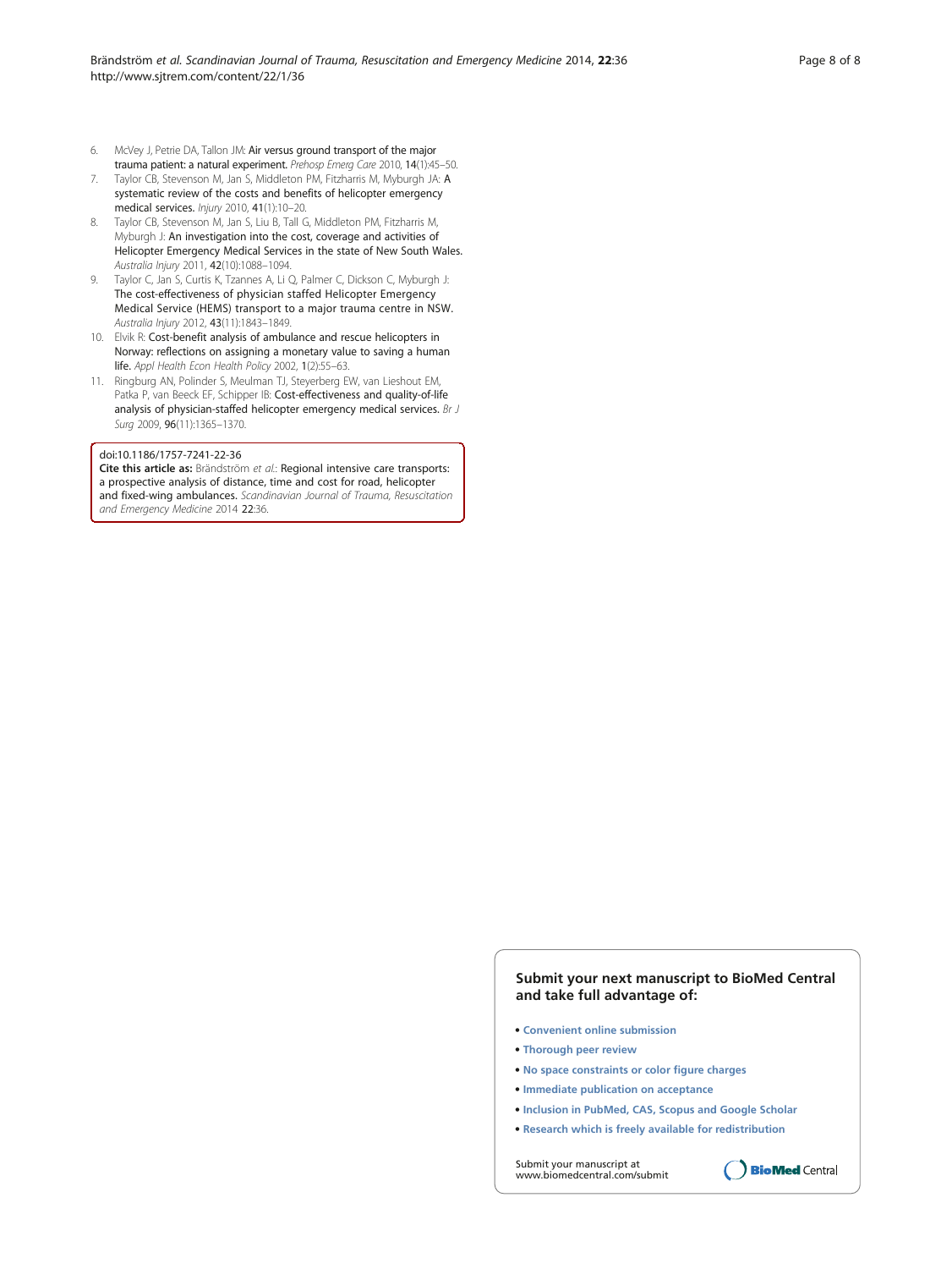6. McVey J, Petrie DA, Tallon JM: **Air versus ground transport of the major trauma patient: a natural experiment.** *Prehosp Emerg Care* 2010, **14**(1):45–50.
7. Taylor CB, Stevenson M, Jan S, Middleton PM, Fitzharris M, Myburgh JA: **A systematic review of the costs and benefits of helicopter emergency medical services.** *Injury* 2010, **41**(1):10–20.
8. Taylor CB, Stevenson M, Jan S, Liu B, Tall G, Middleton PM, Fitzharris M, Myburgh J: **An investigation into the cost, coverage and activities of Helicopter Emergency Medical Services in the state of New South Wales.** *Australia Injury* 2011, **42**(10):1088–1094.
9. Taylor C, Jan S, Curtis K, Tzannes A, Li Q, Palmer C, Dickson C, Myburgh J: **The cost-effectiveness of physician staffed Helicopter Emergency Medical Service (HEMS) transport to a major trauma centre in NSW.** *Australia Injury* 2012, **43**(11):1843–1849.
10. Elvik R: **Cost-benefit analysis of ambulance and rescue helicopters in Norway: reflections on assigning a monetary value to saving a human life.** *Appl Health Econ Health Policy* 2002, **1**(2):55–63.
11. Ringburg AN, Polinder S, Meulman TJ, Steyerberg EW, van Lieshout EM, Patka P, van Beeck EF, Schipper IB: **Cost-effectiveness and quality-of-life analysis of physician-staffed helicopter emergency medical services.** *Br J Surg* 2009, **96**(11):1365–1370.

doi:10.1186/1757-7241-22-36

**Cite this article as:** Brändström *et al.*: Regional intensive care transports: a prospective analysis of distance, time and cost for road, helicopter and fixed-wing ambulances. *Scandinavian Journal of Trauma, Resuscitation and Emergency Medicine* 2014 **22**:36.

**Submit your next manuscript to BioMed Central and take full advantage of:**

- **Convenient online submission**
- **Thorough peer review**
- **No space constraints or color figure charges**
- **Immediate publication on acceptance**
- **Inclusion in PubMed, CAS, Scopus and Google Scholar**
- **Research which is freely available for redistribution**

Submit your manuscript at
www.biomedcentral.com/submit

BioMed Central